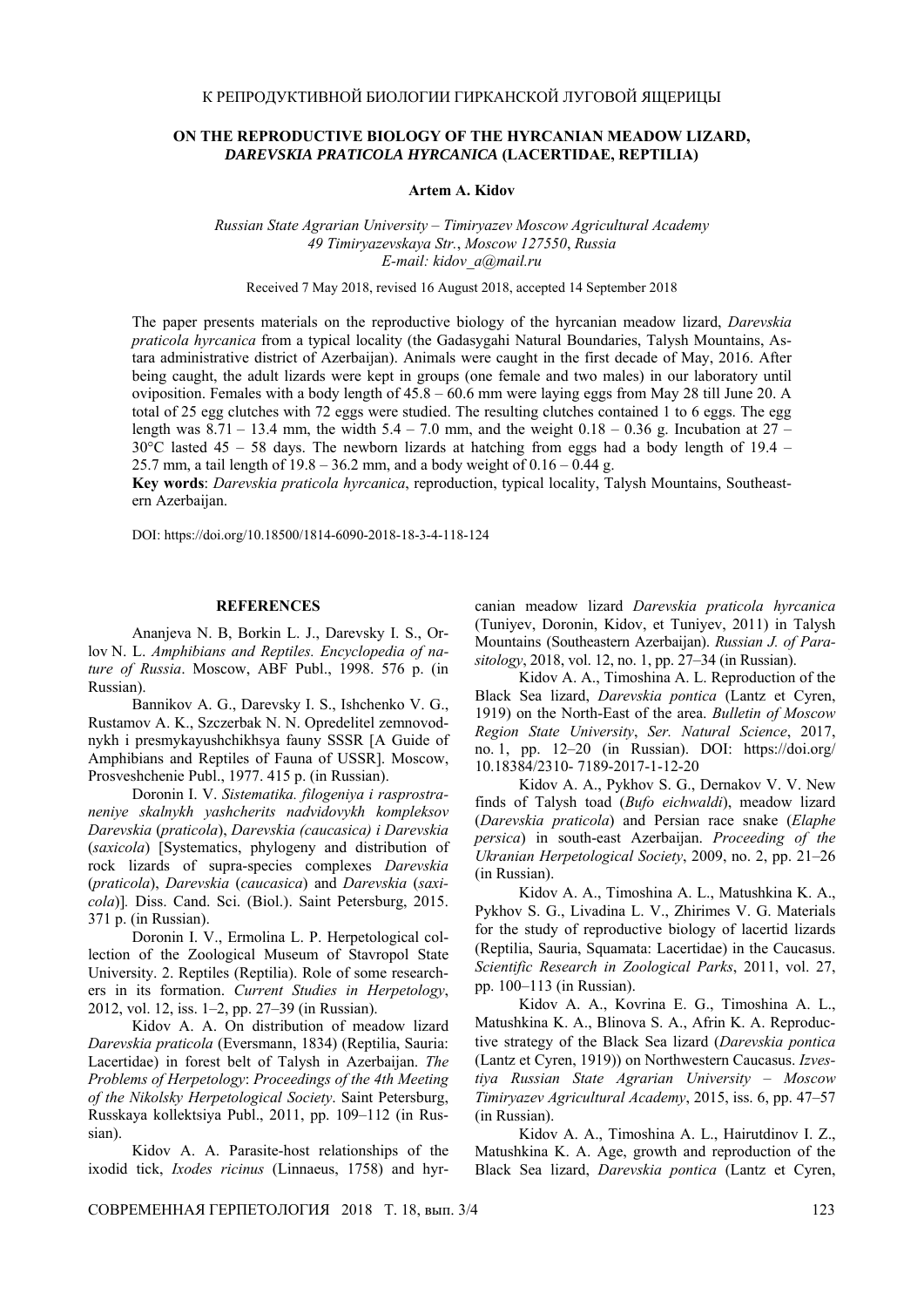К РЕПРОДУКТИВНОЙ БИОЛОГИИ ГИРКАНСКОЙ ЛУГОВОЙ ЯЩЕРИЦЫ

# ON THE REPRODUCTIVE BIOLOGY OF THE HYRCANIAN MEADOW LIZARD, *DARЕVSKIA PRATICOLA HYRCANICA* (LACERTIDAE, REPTILIA)

**Artem A. Kidov**

*Russian State Agrarian University – Timiryazev Moscow Agricultural Academy*
*49 Timiryazevskaya Str., Moscow 127550, Russia*
*E-mail: kidov_a@mail.ru*

Received 7 May 2018, revised 16 August 2018, accepted 14 September 2018

The paper presents materials on the reproductive biology of the hyrcanian meadow lizard, *Darevskia praticola hyrcanica* from a typical locality (the Gadasygahi Natural Boundaries, Talysh Mountains, Astara administrative district of Azerbaijan). Animals were caught in the first decade of May, 2016. After being caught, the adult lizards were kept in groups (one female and two males) in our laboratory until oviposition. Females with a body length of 45.8 – 60.6 mm were laying eggs from May 28 till June 20. A total of 25 egg clutches with 72 eggs were studied. The resulting clutches contained 1 to 6 eggs. The egg length was 8.71 – 13.4 mm, the width 5.4 – 7.0 mm, and the weight 0.18 – 0.36 g. Incubation at 27 – 30°C lasted 45 – 58 days. The newborn lizards at hatching from eggs had a body length of 19.4 – 25.7 mm, a tail length of 19.8 – 36.2 mm, and a body weight of 0.16 – 0.44 g.

**Key words**: *Darevskia praticola hyrcanica*, reproduction, typical locality, Talysh Mountains, Southeastern Azerbaijan.

DOI: https://doi.org/10.18500/1814-6090-2018-18-3-4-118-124

## REFERENCES

Ananjeva N. B, Borkin L. J., Darevsky I. S., Orlov N. L. *Amphibians and Reptiles. Encyclopedia of nature of Russia*. Moscow, ABF Publ., 1998. 576 p. (in Russian).

Bannikov A. G., Darevsky I. S., Ishchenko V. G., Rustamov A. K., Szczerbak N. N. Opredelitel zemnovodnykh i presmykayushchikhsya fauny SSSR [A Guide of Amphibians and Reptiles of Fauna of USSR]. Moscow, Prosveshchenie Publ., 1977. 415 p. (in Russian).

Doronin I. V. *Sistematika. filogeniya i rasprostraneniye skalnykh yashcherits nadvidovykh kompleksov Darevskia* (*praticola*), *Darevskia* (*caucasica*) *i Darevskia* (*saxicola*) [Systematics, phylogeny and distribution of rock lizards of supra-species complexes *Darevskia* (*praticola*), *Darevskia* (*caucasica*) and *Darevskia* (*saxicola*)]. Diss. Cand. Sci. (Biol.). Saint Petersburg, 2015. 371 p. (in Russian).

Doronin I. V., Ermolina L. P. Herpetological collection of the Zoological Museum of Stavropol State University. 2. Reptiles (Reptilia). Role of some researchers in its formation. *Current Studies in Herpetology*, 2012, vol. 12, iss. 1–2, pp. 27–39 (in Russian).

Kidov A. A. On distribution of meadow lizard *Darevskia praticola* (Eversmann, 1834) (Reptilia, Sauria: Lacertidae) in forest belt of Talysh in Azerbaijan. *The Problems of Herpetology*: *Proceedings of the 4th Meeting of the Nikolsky Herpetological Society*. Saint Petersburg, Russkaya kollektsiya Publ., 2011, pp. 109–112 (in Russian).

Kidov A. A. Parasite-host relationships of the ixodid tick, *Ixodes ricinus* (Linnaeus, 1758) and hyrcanian meadow lizard *Darevskia praticola hyrcanica* (Tuniyev, Doronin, Kidov, et Tuniyev, 2011) in Talysh Mountains (Southeastern Azerbaijan). *Russian J. of Parasitology*, 2018, vol. 12, no. 1, pp. 27–34 (in Russian).

Kidov A. A., Timoshina A. L. Reproduction of the Black Sea lizard, *Darevskia pontica* (Lantz et Cyren, 1919) on the North-East of the area. *Bulletin of Moscow Region State University*, *Ser. Natural Science*, 2017, no. 1, pp. 12–20 (in Russian). DOI: https://doi.org/10.18384/2310- 7189-2017-1-12-20

Kidov A. A., Pykhov S. G., Dernakov V. V. New finds of Talysh toad (*Bufo eichwaldi*), meadow lizard (*Darevskia praticola*) and Persian race snake (*Elaphe persica*) in south-east Azerbaijan. *Proceeding of the Ukranian Herpetological Society*, 2009, no. 2, pp. 21–26 (in Russian).

Kidov A. A., Timoshina A. L., Matushkina K. A., Pykhov S. G., Livadina L. V., Zhirimes V. G. Materials for the study of reproductive biology of lacertid lizards (Reptilia, Sauria, Squamata: Lacertidae) in the Caucasus. *Scientific Research in Zoological Parks*, 2011, vol. 27, pp. 100–113 (in Russian).

Kidov A. A., Kovrina E. G., Timoshina A. L., Matushkina K. A., Blinova S. A., Afrin K. A. Reproductive strategy of the Black Sea lizard (*Darevskia pontica* (Lantz et Cyren, 1919)) on Northwestern Caucasus. *Izvestiya Russian State Agrarian University – Moscow Timiryazev Agricultural Academy*, 2015, iss. 6, pp. 47–57 (in Russian).

Kidov A. A., Timoshina A. L., Hairutdinov I. Z., Matushkina K. A. Age, growth and reproduction of the Black Sea lizard, *Darevskia pontica* (Lantz et Cyren,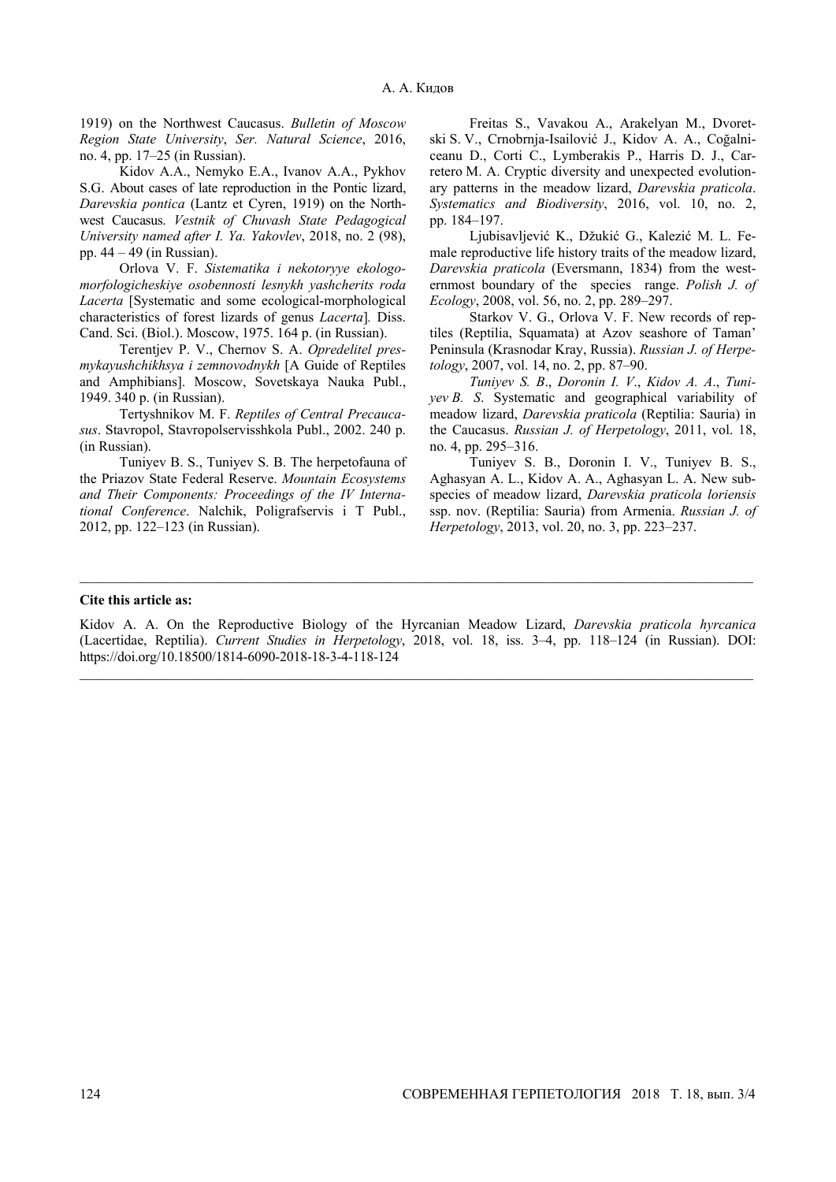1919) on the Northwest Caucasus. *Bulletin of Moscow Region State University*, *Ser. Natural Science*, 2016, no. 4, pp. 17–25 (in Russian).

Kidov A.A., Nemyko E.A., Ivanov A.A., Pykhov S.G. About cases of late reproduction in the Pontic lizard, *Darevskia pontica* (Lantz et Cyren, 1919) on the Northwest Caucasus. *Vestnik of Chuvash State Pedagogical University named after I. Ya. Yakovlev*, 2018, no. 2 (98), pp. 44 – 49 (in Russian).

Orlova V. F. *Sistematika i nekotoryye ekologo-morfologicheskiye osobennosti lesnykh yashcherits roda Lacerta* [Systematic and some ecological-morphological characteristics of forest lizards of genus *Lacerta*]. Diss. Cand. Sci. (Biol.). Moscow, 1975. 164 p. (in Russian).

Terentjev P. V., Chernov S. A. *Opredelitel presmykayushchikhsya i zemnovodnykh* [A Guide of Reptiles and Amphibians]. Moscow, Sovetskaya Nauka Publ., 1949. 340 p. (in Russian).

Tertyshnikov M. F. *Reptiles of Central Precaucasus*. Stavropol, Stavropolservisshkola Publ., 2002. 240 p. (in Russian).

Tuniyev B. S., Tuniyev S. B. The herpetofauna of the Priazov State Federal Reserve. *Mountain Ecosystems and Their Components: Proceedings of the IV International Conference*. Nalchik, Poligrafservis i T Publ., 2012, pp. 122–123 (in Russian).

Freitas S., Vavakou A., Arakelyan M., Dvoretski S. V., Crnobrnja-Isailović J., Kidov A. A., Cogălniceanu D., Corti C., Lymberakis P., Harris D. J., Carretero M. A. Cryptic diversity and unexpected evolutionary patterns in the meadow lizard, *Darevskia praticola*. *Systematics and Biodiversity*, 2016, vol. 10, no. 2, pp. 184–197.

Ljubisavljević K., Džukić G., Kalezić M. L. Female reproductive life history traits of the meadow lizard, *Darevskia praticola* (Eversmann, 1834) from the westernmost boundary of the species range. *Polish J. of Ecology*, 2008, vol. 56, no. 2, pp. 289–297.

Starkov V. G., Orlova V. F. New records of reptiles (Reptilia, Squamata) at Azov seashore of Taman' Peninsula (Krasnodar Kray, Russia). *Russian J. of Herpetology*, 2007, vol. 14, no. 2, pp. 87–90.

*Tuniyev S. B*., *Doronin I. V*., *Kidov A. A*., *Tuniyev B. S*. Systematic and geographical variability of meadow lizard, *Darevskia praticola* (Reptilia: Sauria) in the Caucasus. *Russian J. of Herpetology*, 2011, vol. 18, no. 4, pp. 295–316.

Tuniyev S. B., Doronin I. V., Tuniyev B. S., Aghasyan A. L., Kidov A. A., Aghasyan L. A. New subspecies of meadow lizard, *Darevskia praticola loriensis* ssp. nov. (Reptilia: Sauria) from Armenia. *Russian J. of Herpetology*, 2013, vol. 20, no. 3, pp. 223–237.

---

**Cite this article as:**

Kidov A. A. On the Reproductive Biology of the Hyrcanian Meadow Lizard, *Darevskia praticola hyrcanica* (Lacertidae, Reptilia). *Current Studies in Herpetology*, 2018, vol. 18, iss. 3–4, pp. 118–124 (in Russian). DOI: https://doi.org/10.18500/1814-6090-2018-18-3-4-118-124

---